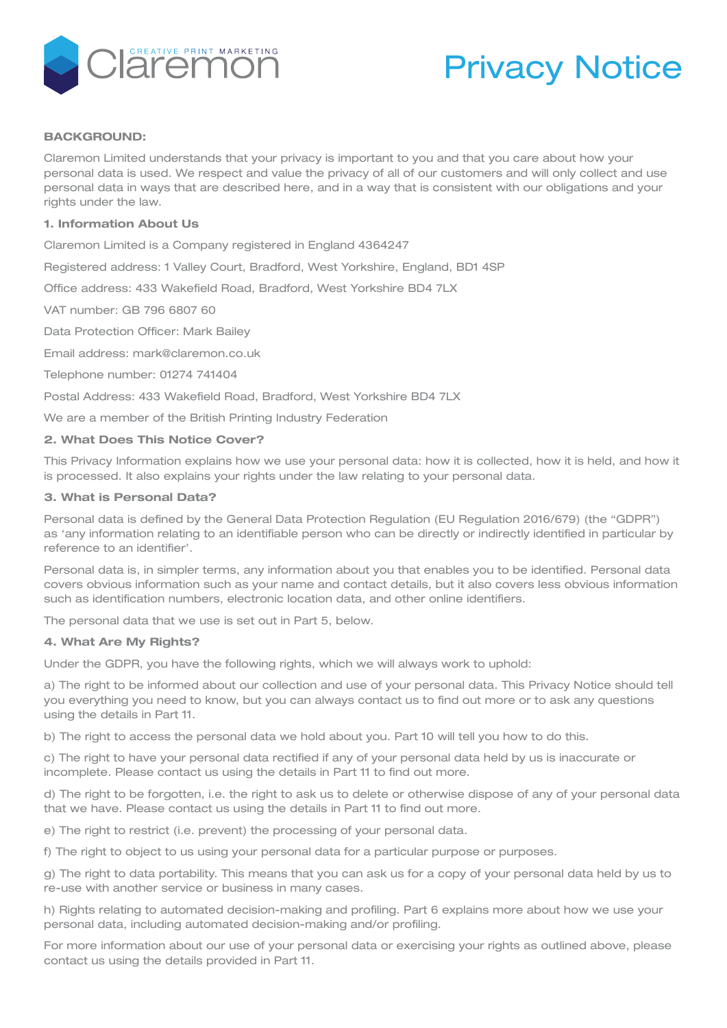# Privacy Notice

**BACKGROUND:**

Claremon Limited understands that your privacy is important to you and that you care about how your personal data is used. We respect and value the privacy of all of our customers and will only collect and use personal data in ways that are described here, and in a way that is consistent with our obligations and your rights under the law.

**1. Information About Us**

Claremon Limited is a Company registered in England 4364247

Registered address: 1 Valley Court, Bradford, West Yorkshire, England, BD1 4SP

Office address: 433 Wakefield Road, Bradford, West Yorkshire BD4 7LX

VAT number: GB 796 6807 60

Data Protection Officer: Mark Bailey

Email address: mark@claremon.co.uk

Telephone number: 01274 741404

Postal Address: 433 Wakefield Road, Bradford, West Yorkshire BD4 7LX

We are a member of the British Printing Industry Federation

**2. What Does This Notice Cover?**

This Privacy Information explains how we use your personal data: how it is collected, how it is held, and how it is processed. It also explains your rights under the law relating to your personal data.

**3. What is Personal Data?**

Personal data is defined by the General Data Protection Regulation (EU Regulation 2016/679) (the "GDPR") as 'any information relating to an identifiable person who can be directly or indirectly identified in particular by reference to an identifier'.

Personal data is, in simpler terms, any information about you that enables you to be identified. Personal data covers obvious information such as your name and contact details, but it also covers less obvious information such as identification numbers, electronic location data, and other online identifiers.

The personal data that we use is set out in Part 5, below.

**4. What Are My Rights?**

Under the GDPR, you have the following rights, which we will always work to uphold:

a) The right to be informed about our collection and use of your personal data. This Privacy Notice should tell you everything you need to know, but you can always contact us to find out more or to ask any questions using the details in Part 11.

b) The right to access the personal data we hold about you. Part 10 will tell you how to do this.

c) The right to have your personal data rectified if any of your personal data held by us is inaccurate or incomplete. Please contact us using the details in Part 11 to find out more.

d) The right to be forgotten, i.e. the right to ask us to delete or otherwise dispose of any of your personal data that we have. Please contact us using the details in Part 11 to find out more.

e) The right to restrict (i.e. prevent) the processing of your personal data.

f) The right to object to us using your personal data for a particular purpose or purposes.

g) The right to data portability. This means that you can ask us for a copy of your personal data held by us to re-use with another service or business in many cases.

h) Rights relating to automated decision-making and profiling. Part 6 explains more about how we use your personal data, including automated decision-making and/or profiling.

For more information about our use of your personal data or exercising your rights as outlined above, please contact us using the details provided in Part 11.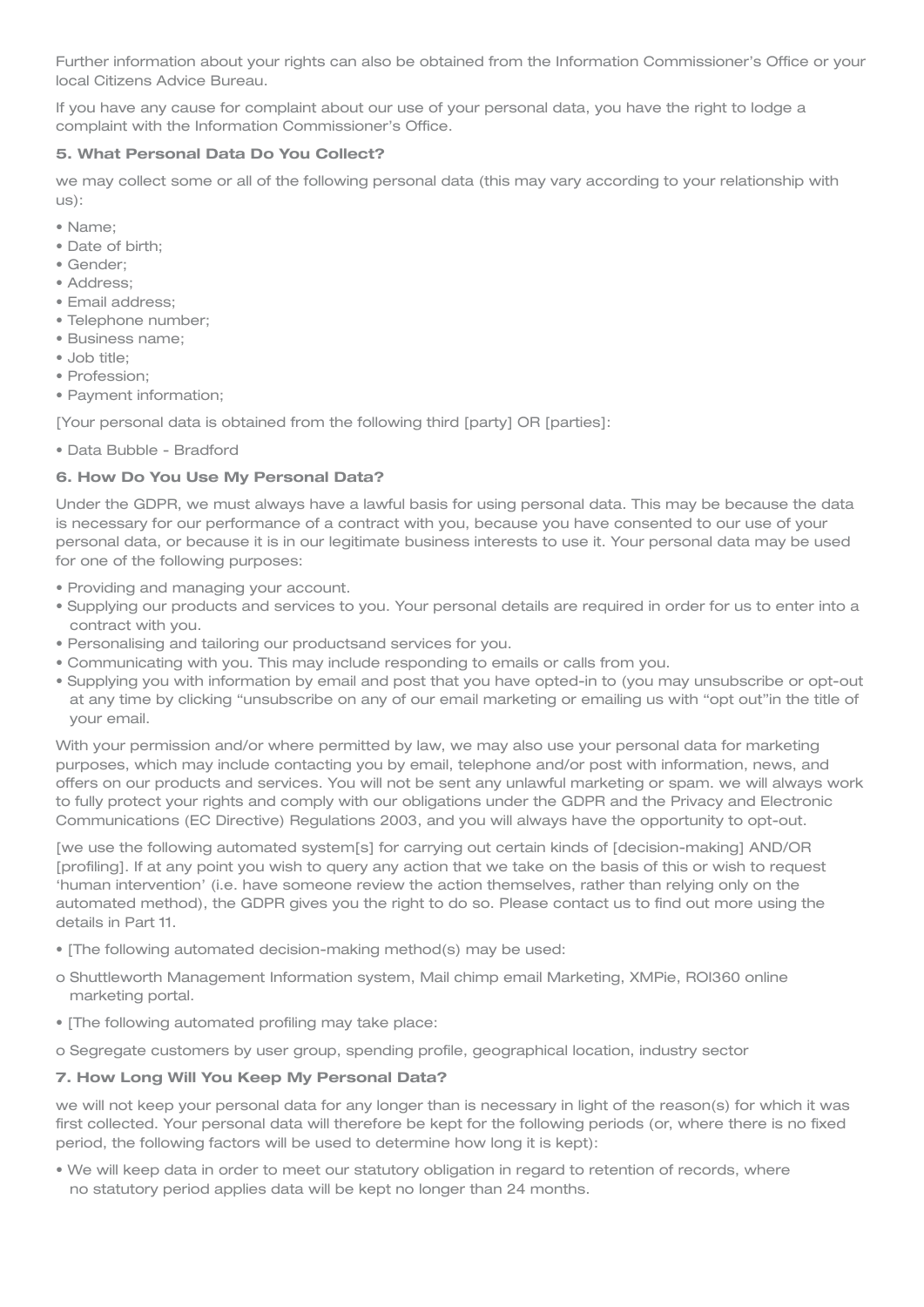Further information about your rights can also be obtained from the Information Commissioner's Office or your local Citizens Advice Bureau.

If you have any cause for complaint about our use of your personal data, you have the right to lodge a complaint with the Information Commissioner's Office.

### 5. What Personal Data Do You Collect?

we may collect some or all of the following personal data (this may vary according to your relationship with us):

- Name;
- Date of birth;
- Gender;
- Address;
- Email address;
- Telephone number;
- Business name;
- Job title;
- Profession;
- Payment information;

[Your personal data is obtained from the following third [party] OR [parties]:

- Data Bubble - Bradford

### 6. How Do You Use My Personal Data?

Under the GDPR, we must always have a lawful basis for using personal data. This may be because the data is necessary for our performance of a contract with you, because you have consented to our use of your personal data, or because it is in our legitimate business interests to use it. Your personal data may be used for one of the following purposes:

- Providing and managing your account.
- Supplying our products and services to you. Your personal details are required in order for us to enter into a contract with you.
- Personalising and tailoring our productsand services for you.
- Communicating with you. This may include responding to emails or calls from you.
- Supplying you with information by email and post that you have opted-in to (you may unsubscribe or opt-out at any time by clicking "unsubscribe on any of our email marketing or emailing us with "opt out"in the title of your email.

With your permission and/or where permitted by law, we may also use your personal data for marketing purposes, which may include contacting you by email, telephone and/or post with information, news, and offers on our products and services. You will not be sent any unlawful marketing or spam. we will always work to fully protect your rights and comply with our obligations under the GDPR and the Privacy and Electronic Communications (EC Directive) Regulations 2003, and you will always have the opportunity to opt-out.

[we use the following automated system[s] for carrying out certain kinds of [decision-making] AND/OR [profiling]. If at any point you wish to query any action that we take on the basis of this or wish to request 'human intervention' (i.e. have someone review the action themselves, rather than relying only on the automated method), the GDPR gives you the right to do so. Please contact us to find out more using the details in Part 11.

- [The following automated decision-making method(s) may be used:
  - o Shuttleworth Management Information system, Mail chimp email Marketing, XMPie, ROI360 online marketing portal.
- [The following automated profiling may take place:
  - o Segregate customers by user group, spending profile, geographical location, industry sector

### 7. How Long Will You Keep My Personal Data?

we will not keep your personal data for any longer than is necessary in light of the reason(s) for which it was first collected. Your personal data will therefore be kept for the following periods (or, where there is no fixed period, the following factors will be used to determine how long it is kept):

- We will keep data in order to meet our statutory obligation in regard to retention of records, where no statutory period applies data will be kept no longer than 24 months.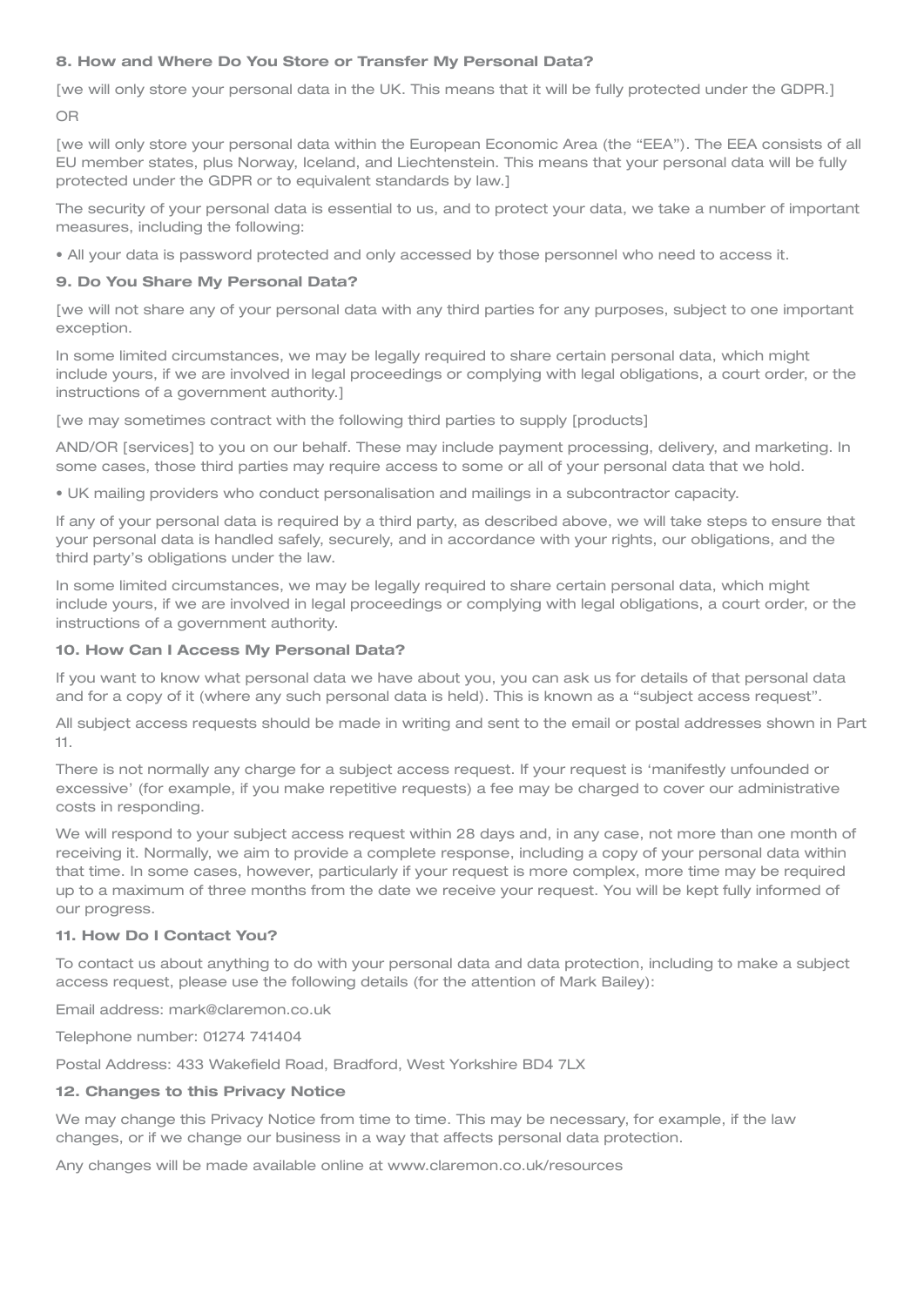### 8. How and Where Do You Store or Transfer My Personal Data?

[we will only store your personal data in the UK. This means that it will be fully protected under the GDPR.]

OR

[we will only store your personal data within the European Economic Area (the "EEA"). The EEA consists of all EU member states, plus Norway, Iceland, and Liechtenstein. This means that your personal data will be fully protected under the GDPR or to equivalent standards by law.]

The security of your personal data is essential to us, and to protect your data, we take a number of important measures, including the following:

- All your data is password protected and only accessed by those personnel who need to access it.

### 9. Do You Share My Personal Data?

[we will not share any of your personal data with any third parties for any purposes, subject to one important exception.

In some limited circumstances, we may be legally required to share certain personal data, which might include yours, if we are involved in legal proceedings or complying with legal obligations, a court order, or the instructions of a government authority.]

[we may sometimes contract with the following third parties to supply [products]

AND/OR [services] to you on our behalf. These may include payment processing, delivery, and marketing. In some cases, those third parties may require access to some or all of your personal data that we hold.

- UK mailing providers who conduct personalisation and mailings in a subcontractor capacity.

If any of your personal data is required by a third party, as described above, we will take steps to ensure that your personal data is handled safely, securely, and in accordance with your rights, our obligations, and the third party's obligations under the law.

In some limited circumstances, we may be legally required to share certain personal data, which might include yours, if we are involved in legal proceedings or complying with legal obligations, a court order, or the instructions of a government authority.

### 10. How Can I Access My Personal Data?

If you want to know what personal data we have about you, you can ask us for details of that personal data and for a copy of it (where any such personal data is held). This is known as a "subject access request".

All subject access requests should be made in writing and sent to the email or postal addresses shown in Part 11.

There is not normally any charge for a subject access request. If your request is 'manifestly unfounded or excessive' (for example, if you make repetitive requests) a fee may be charged to cover our administrative costs in responding.

We will respond to your subject access request within 28 days and, in any case, not more than one month of receiving it. Normally, we aim to provide a complete response, including a copy of your personal data within that time. In some cases, however, particularly if your request is more complex, more time may be required up to a maximum of three months from the date we receive your request. You will be kept fully informed of our progress.

### 11. How Do I Contact You?

To contact us about anything to do with your personal data and data protection, including to make a subject access request, please use the following details (for the attention of Mark Bailey):

Email address: mark@claremon.co.uk

Telephone number: 01274 741404

Postal Address: 433 Wakefield Road, Bradford, West Yorkshire BD4 7LX

### 12. Changes to this Privacy Notice

We may change this Privacy Notice from time to time. This may be necessary, for example, if the law changes, or if we change our business in a way that affects personal data protection.

Any changes will be made available online at www.claremon.co.uk/resources